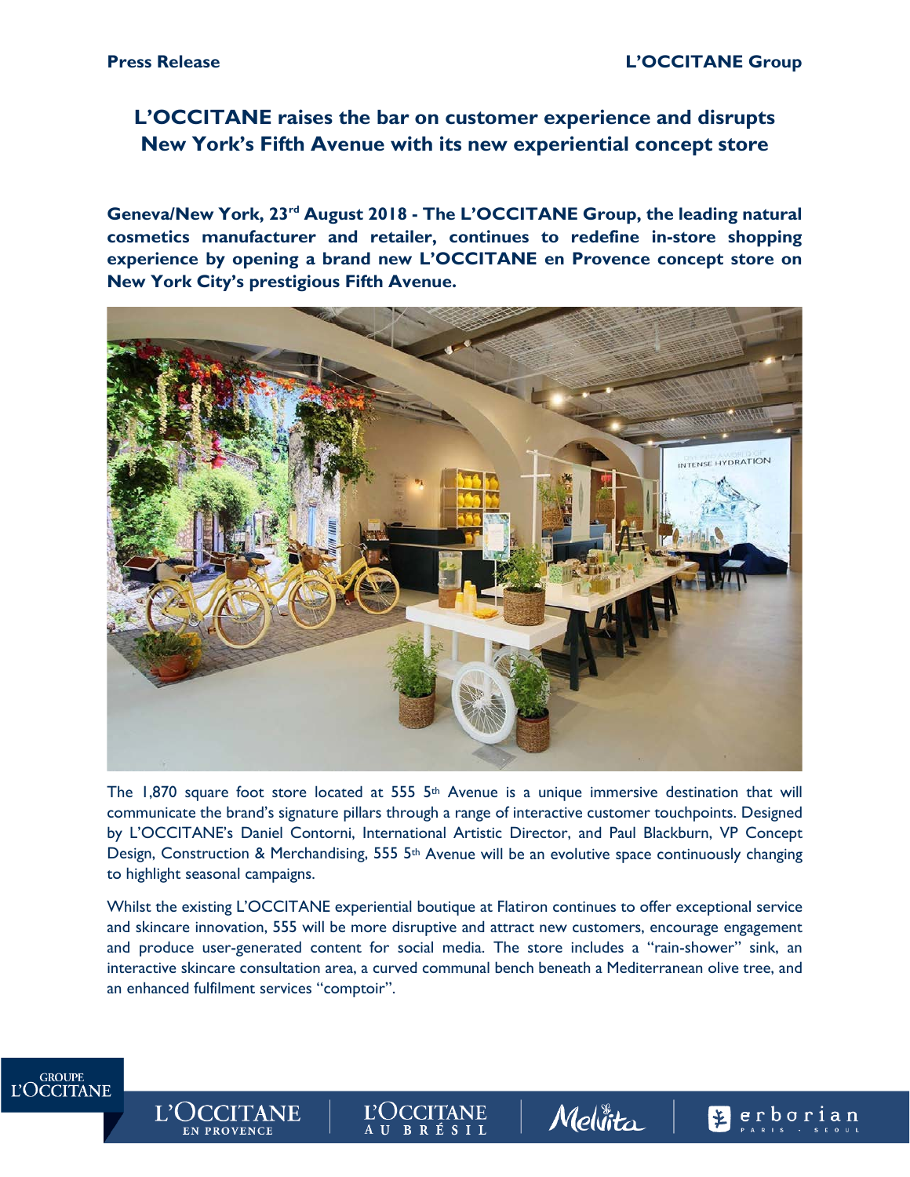**Press Release** **L'OCCITANE Group**

# L'OCCITANE raises the bar on customer experience and disrupts New York's Fifth Avenue with its new experiential concept store

**Geneva/New York, 23rd August 2018 - The L'OCCITANE Group, the leading natural cosmetics manufacturer and retailer, continues to redefine in-store shopping experience by opening a brand new L'OCCITANE en Provence concept store on New York City's prestigious Fifth Avenue.**

The 1,870 square foot store located at 555 5th Avenue is a unique immersive destination that will communicate the brand's signature pillars through a range of interactive customer touchpoints. Designed by L'OCCITANE's Daniel Contorni, International Artistic Director, and Paul Blackburn, VP Concept Design, Construction & Merchandising, 555 5th Avenue will be an evolutive space continuously changing to highlight seasonal campaigns.

Whilst the existing L'OCCITANE experiential boutique at Flatiron continues to offer exceptional service and skincare innovation, 555 will be more disruptive and attract new customers, encourage engagement and produce user-generated content for social media. The store includes a "rain-shower" sink, an interactive skincare consultation area, a curved communal bench beneath a Mediterranean olive tree, and an enhanced fulfilment services "comptoir".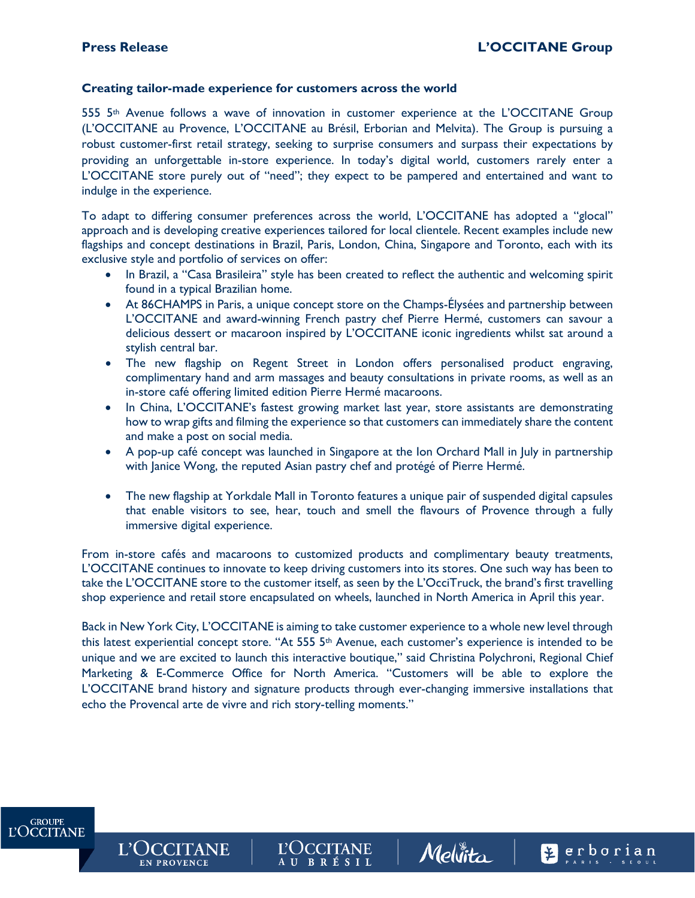### Creating tailor-made experience for customers across the world

555 5th Avenue follows a wave of innovation in customer experience at the L'OCCITANE Group (L'OCCITANE au Provence, L'OCCITANE au Brésil, Erborian and Melvita). The Group is pursuing a robust customer-first retail strategy, seeking to surprise consumers and surpass their expectations by providing an unforgettable in-store experience. In today's digital world, customers rarely enter a L'OCCITANE store purely out of "need"; they expect to be pampered and entertained and want to indulge in the experience.

To adapt to differing consumer preferences across the world, L'OCCITANE has adopted a "glocal" approach and is developing creative experiences tailored for local clientele. Recent examples include new flagships and concept destinations in Brazil, Paris, London, China, Singapore and Toronto, each with its exclusive style and portfolio of services on offer:

- In Brazil, a "Casa Brasileira" style has been created to reflect the authentic and welcoming spirit found in a typical Brazilian home.
- At 86CHAMPS in Paris, a unique concept store on the Champs-Élysées and partnership between L'OCCITANE and award-winning French pastry chef Pierre Hermé, customers can savour a delicious dessert or macaroon inspired by L'OCCITANE iconic ingredients whilst sat around a stylish central bar.
- The new flagship on Regent Street in London offers personalised product engraving, complimentary hand and arm massages and beauty consultations in private rooms, as well as an in-store café offering limited edition Pierre Hermé macaroons.
- In China, L'OCCITANE's fastest growing market last year, store assistants are demonstrating how to wrap gifts and filming the experience so that customers can immediately share the content and make a post on social media.
- A pop-up café concept was launched in Singapore at the Ion Orchard Mall in July in partnership with Janice Wong, the reputed Asian pastry chef and protégé of Pierre Hermé.
- The new flagship at Yorkdale Mall in Toronto features a unique pair of suspended digital capsules that enable visitors to see, hear, touch and smell the flavours of Provence through a fully immersive digital experience.

From in-store cafés and macaroons to customized products and complimentary beauty treatments, L'OCCITANE continues to innovate to keep driving customers into its stores. One such way has been to take the L'OCCITANE store to the customer itself, as seen by the L'OcciTruck, the brand's first travelling shop experience and retail store encapsulated on wheels, launched in North America in April this year.

Back in New York City, L'OCCITANE is aiming to take customer experience to a whole new level through this latest experiential concept store. "At 555 5th Avenue, each customer's experience is intended to be unique and we are excited to launch this interactive boutique," said Christina Polychroni, Regional Chief Marketing & E-Commerce Office for North America. "Customers will be able to explore the L'OCCITANE brand history and signature products through ever-changing immersive installations that echo the Provencal arte de vivre and rich story-telling moments."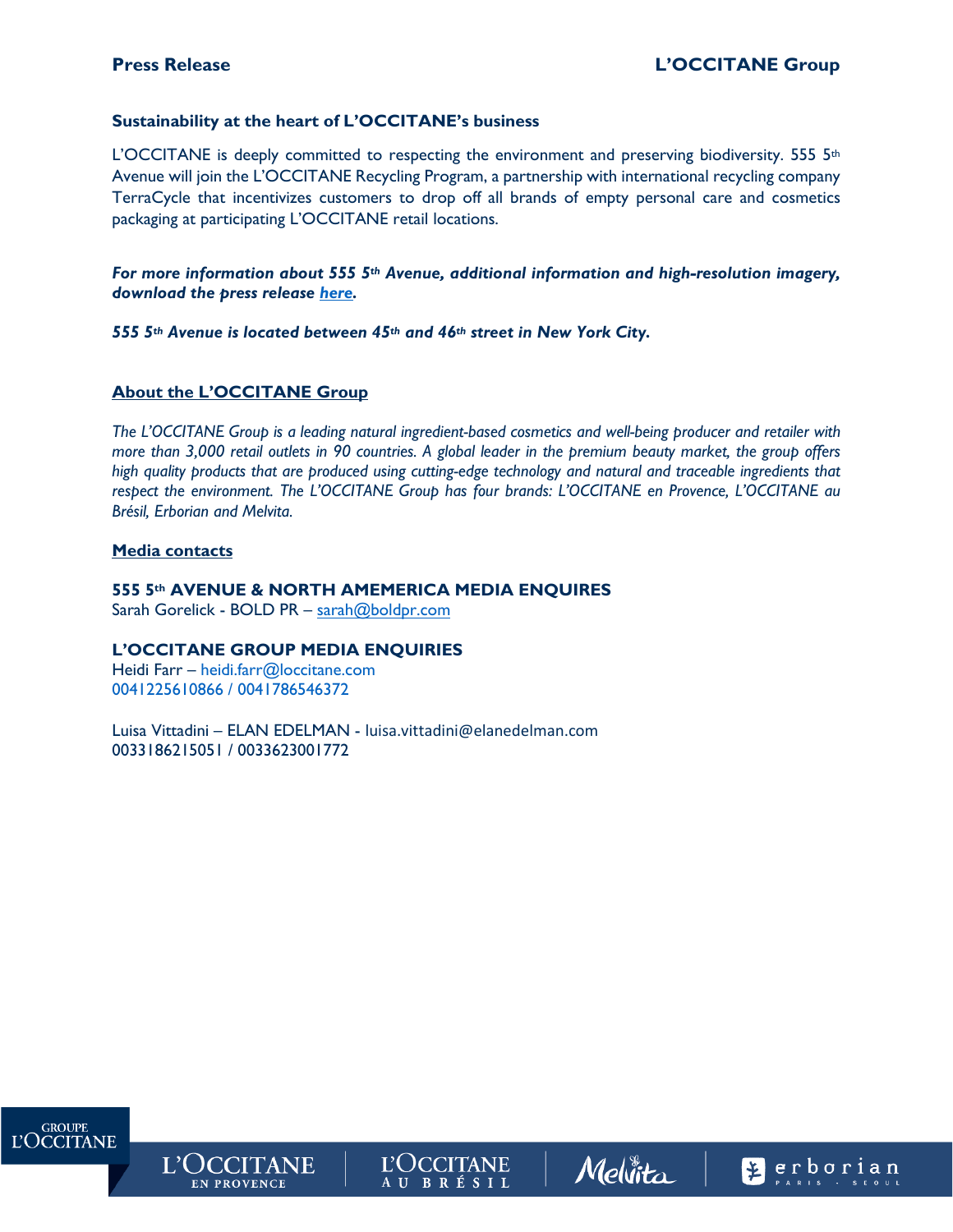**Sustainability at the heart of L'OCCITANE's business**

L'OCCITANE is deeply committed to respecting the environment and preserving biodiversity. 555 5th Avenue will join the L'OCCITANE Recycling Program, a partnership with international recycling company TerraCycle that incentivizes customers to drop off all brands of empty personal care and cosmetics packaging at participating L'OCCITANE retail locations.

***For more information about 555 5th Avenue, additional information and high-resolution imagery, download the press release here.***

***555 5th Avenue is located between 45th and 46th street in New York City.***

## About the L'OCCITANE Group

*The L'OCCITANE Group is a leading natural ingredient-based cosmetics and well-being producer and retailer with more than 3,000 retail outlets in 90 countries. A global leader in the premium beauty market, the group offers high quality products that are produced using cutting-edge technology and natural and traceable ingredients that respect the environment. The L'OCCITANE Group has four brands: L'OCCITANE en Provence, L'OCCITANE au Brésil, Erborian and Melvita.*

## Media contacts

**555 5th AVENUE & NORTH AMEMERICA MEDIA ENQUIRES**
Sarah Gorelick - BOLD PR – sarah@boldpr.com

**L'OCCITANE GROUP MEDIA ENQUIRIES**
Heidi Farr – heidi.farr@loccitane.com
0041225610866 / 0041786546372

Luisa Vittadini – ELAN EDELMAN - luisa.vittadini@elanedelman.com
0033186215051 / 0033623001772